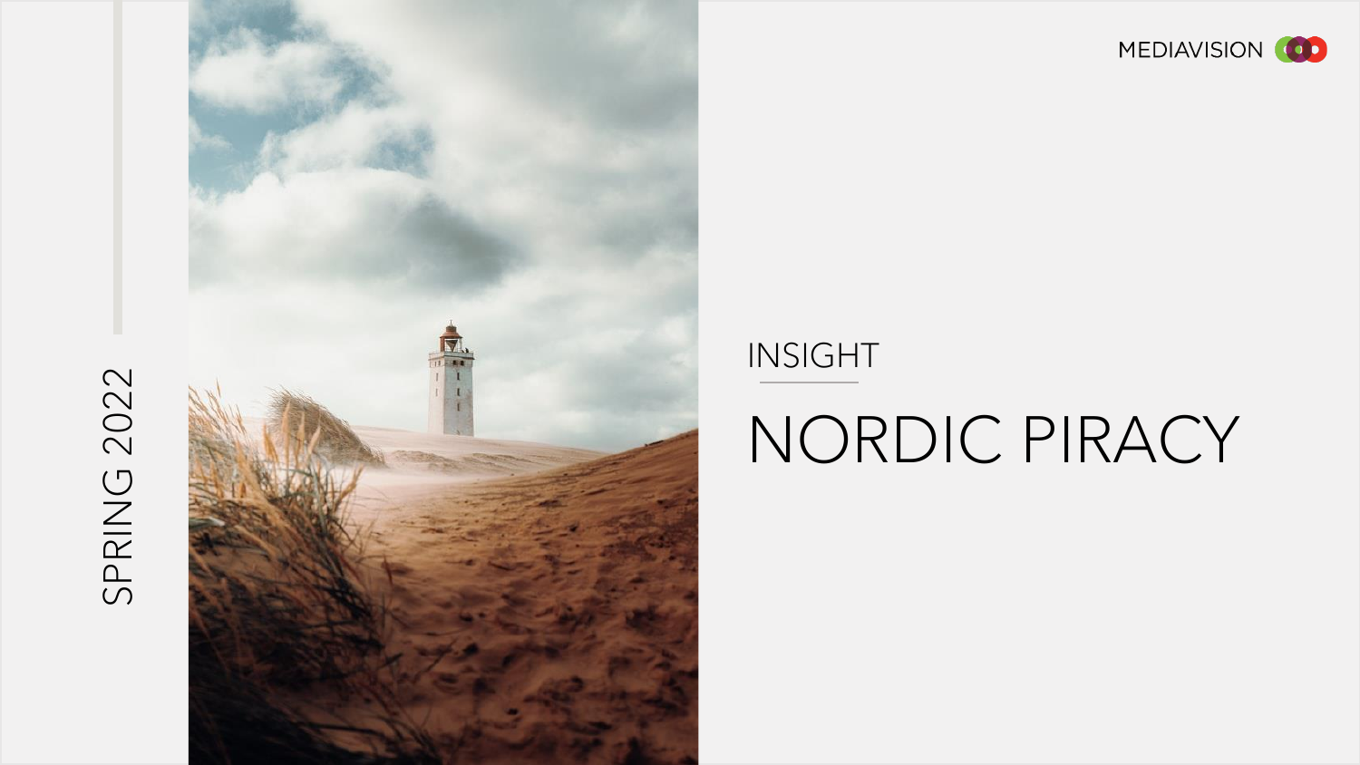SPRING 2022

MEDIAVISION

INSIGHT

# NORDIC PIRACY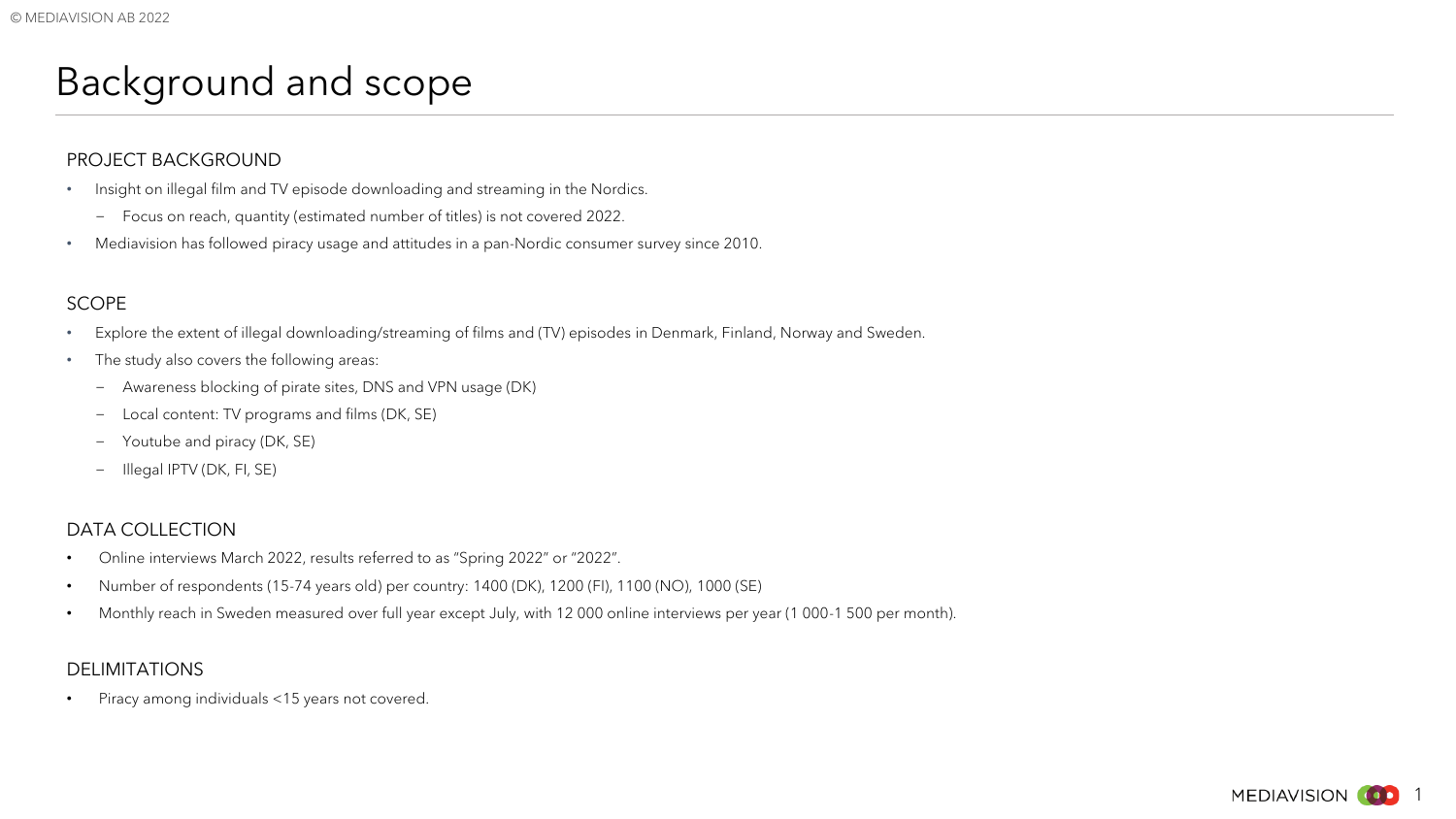# Background and scope

## PROJECT BACKGROUND

- Insight on illegal film and TV episode downloading and streaming in the Nordics.
  - Focus on reach, quantity (estimated number of titles) is not covered 2022.
- Mediavision has followed piracy usage and attitudes in a pan-Nordic consumer survey since 2010.

## SCOPE

- Explore the extent of illegal downloading/streaming of films and (TV) episodes in Denmark, Finland, Norway and Sweden.
- The study also covers the following areas:
  - Awareness blocking of pirate sites, DNS and VPN usage (DK)
  - Local content: TV programs and films (DK, SE)
  - Youtube and piracy (DK, SE)
  - Illegal IPTV (DK, FI, SE)

## DATA COLLECTION

- Online interviews March 2022, results referred to as "Spring 2022" or "2022".
- Number of respondents (15-74 years old) per country: 1400 (DK), 1200 (FI), 1100 (NO), 1000 (SE)
- Monthly reach in Sweden measured over full year except July, with 12 000 online interviews per year (1 000-1 500 per month).

## DELIMITATIONS

- Piracy among individuals <15 years not covered.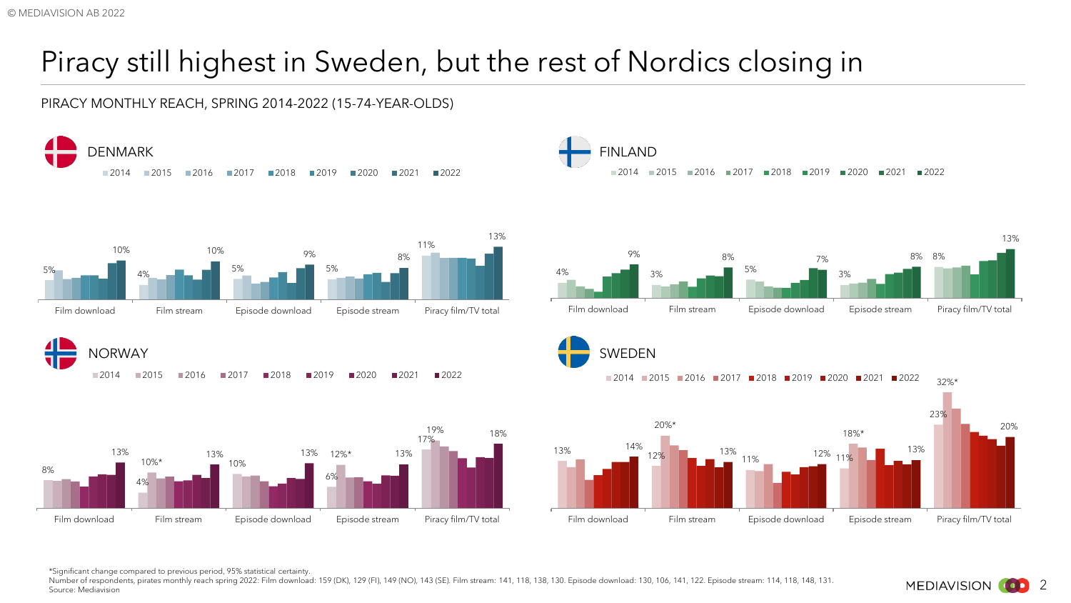# Piracy still highest in Sweden, but the rest of Nordics closing in

PIRACY MONTHLY REACH, SPRING 2014-2022 (15-74-YEAR-OLDS)

## DENMARK

2014 · 2015 · 2016 · 2017 · 2018 · 2019 · 2020 · 2021 · 2022

| | 2014 | 2022 |
|---|---|---|
| Film download | 5% | 10% |
| Film stream | 4% | 10% |
| Episode download | 5% | 9% |
| Episode stream | 5% | 8% |
| Piracy film/TV total | 11% | 13% |

## FINLAND

2014 · 2015 · 2016 · 2017 · 2018 · 2019 · 2020 · 2021 · 2022

| | 2014 | 2022 |
|---|---|---|
| Film download | 4% | 9% |
| Film stream | 3% | 8% |
| Episode download | 5% | 7% |
| Episode stream | 3% | 8% |
| Piracy film/TV total | 8% | 13% |

## NORWAY

2014 · 2015 · 2016 · 2017 · 2018 · 2019 · 2020 · 2021 · 2022

| | 2014 | 2015 | 2022 |
|---|---|---|---|
| Film download | 8% | | 13% |
| Film stream | 4% | 10%* | 13% |
| Episode download | 10% | | 13% |
| Episode stream | 6% | 12%* | 13% |
| Piracy film/TV total | 17% | 19% | 18% |

## SWEDEN

2014 · 2015 · 2016 · 2017 · 2018 · 2019 · 2020 · 2021 · 2022

| | 2014 | 2015 | 2022 |
|---|---|---|---|
| Film download | 13% | | 14% |
| Film stream | 12% | 20%* | 13% |
| Episode download | 11% | | 12% |
| Episode stream | 11% | 18%* | 13% |
| Piracy film/TV total | 23% | 32%* | 20% |

*Significant change compared to previous period, 95% statistical certainty.
Number of respondents, pirates monthly reach spring 2022: Film download: 159 (DK), 129 (FI), 149 (NO), 143 (SE). Film stream: 141, 118, 138, 130. Episode download: 130, 106, 141, 122. Episode stream: 114, 118, 148, 131.
Source: Mediavision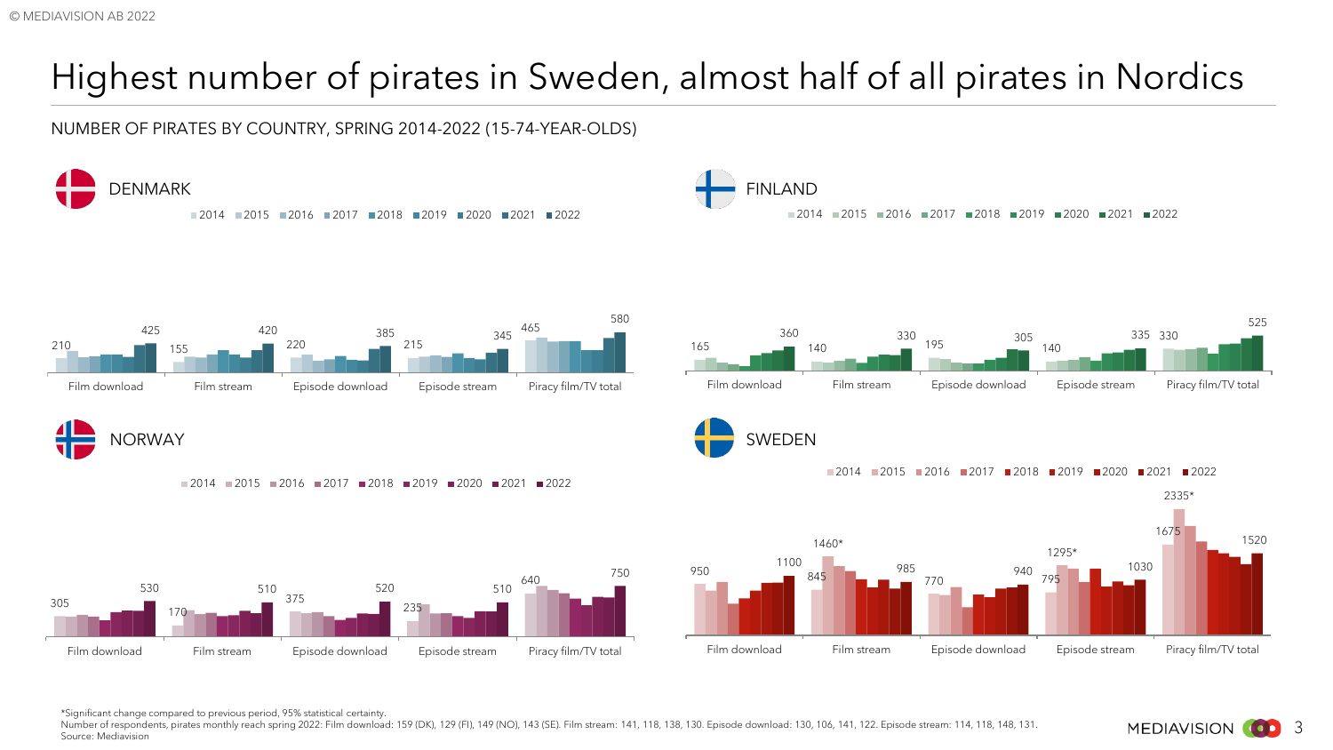# Highest number of pirates in Sweden, almost half of all pirates in Nordics

NUMBER OF PIRATES BY COUNTRY, SPRING 2014-2022 (15-74-YEAR-OLDS)

## DENMARK

2014 2015 2016 2017 2018 2019 2020 2021 2022

| | Film download | Film stream | Episode download | Episode stream | Piracy film/TV total |
|---|---|---|---|---|---|
| 2014 | 210 | 155 | 220 | 215 | 465 |
| 2022 | 425 | 420 | 385 | 345 | 580 |

## FINLAND

2014 2015 2016 2017 2018 2019 2020 2021 2022

| | Film download | Film stream | Episode download | Episode stream | Piracy film/TV total |
|---|---|---|---|---|---|
| 2014 | 165 | 140 | 195 | 140 | 330 |
| 2022 | 360 | 330 | 305 | 335 | 525 |

## NORWAY

2014 2015 2016 2017 2018 2019 2020 2021 2022

| | Film download | Film stream | Episode download | Episode stream | Piracy film/TV total |
|---|---|---|---|---|---|
| 2014 | 305 | 170 | 375 | 235 | 640 |
| 2022 | 530 | 510 | 520 | 510 | 750 |

## SWEDEN

2014 2015 2016 2017 2018 2019 2020 2021 2022

| | Film download | Film stream | Episode download | Episode stream | Piracy film/TV total |
|---|---|---|---|---|---|
| 2014 | 950 | 845 | 770 | 795 | 1675 |
| 2015 | | 1460* | | 1295* | 2335* |
| 2022 | 1100 | 985 | 940 | 1030 | 1520 |

*Significant change compared to previous period, 95% statistical certainty.
Number of respondents, pirates monthly reach spring 2022: Film download: 159 (DK), 129 (FI), 149 (NO), 143 (SE). Film stream: 141, 118, 138, 130. Episode download: 130, 106, 141, 122. Episode stream: 114, 118, 148, 131.
Source: Mediavision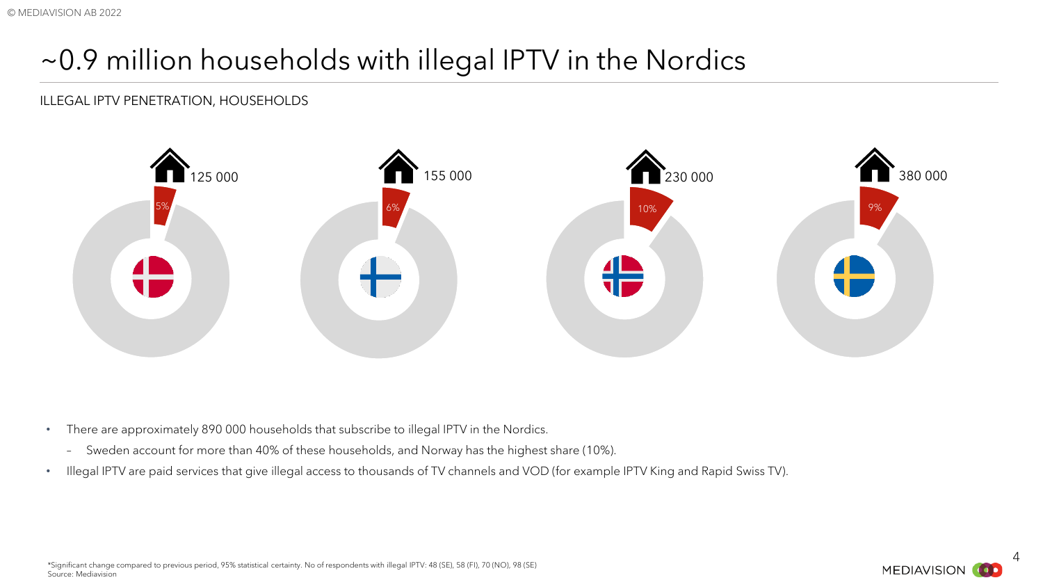# ~0.9 million households with illegal IPTV in the Nordics

ILLEGAL IPTV PENETRATION, HOUSEHOLDS

| Country | Households | Share |
| --- | --- | --- |
| Denmark | 125 000 | 5% |
| Finland | 155 000 | 6% |
| Norway | 230 000 | 10% |
| Sweden | 380 000 | 9% |

- There are approximately 890 000 households that subscribe to illegal IPTV in the Nordics.
  - Sweden account for more than 40% of these households, and Norway has the highest share (10%).
- Illegal IPTV are paid services that give illegal access to thousands of TV channels and VOD (for example IPTV King and Rapid Swiss TV).

*Significant change compared to previous period, 95% statistical certainty. No of respondents with illegal IPTV: 48 (SE), 58 (FI), 70 (NO), 98 (SE)
Source: Mediavision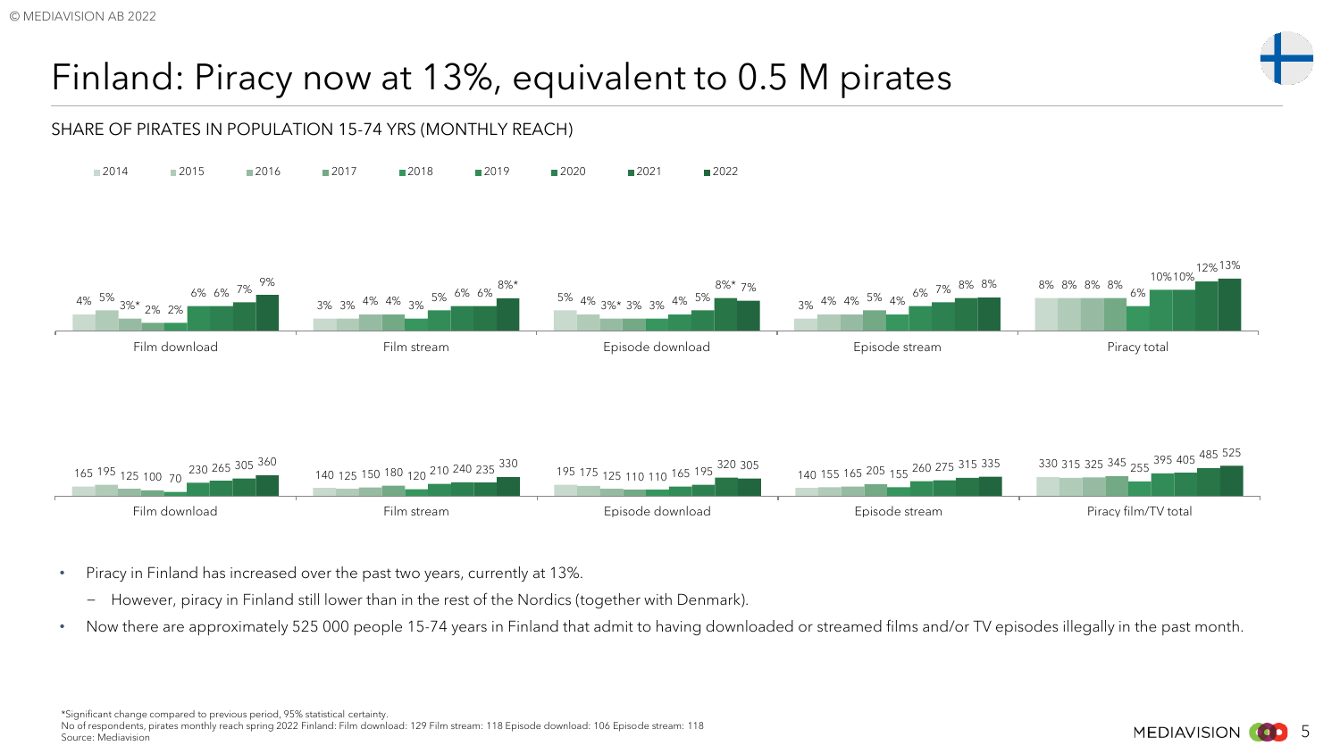# Finland: Piracy now at 13%, equivalent to 0.5 M pirates

SHARE OF PIRATES IN POPULATION 15-74 YRS (MONTHLY REACH)

| | 2014 | 2015 | 2016 | 2017 | 2018 | 2019 | 2020 | 2021 | 2022 |
|---|---|---|---|---|---|---|---|---|---|
| Film download | 4% | 5% | 3%* | 2% | 2% | 6% | 6% | 7% | 9% |
| Film stream | 3% | 3% | 4% | 4% | 3% | 5% | 6% | 6% | 8%* |
| Episode download | 5% | 4% | 3%* | 3% | 3% | 4% | 5% | 8%* | 7% |
| Episode stream | 3% | 4% | 4% | 5% | 4% | 6% | 7% | 8% | 8% |
| Piracy total | 8% | 8% | 8% | 8% | 6% | 10% | 10% | 12% | 13% |

| | 2014 | 2015 | 2016 | 2017 | 2018 | 2019 | 2020 | 2021 | 2022 |
|---|---|---|---|---|---|---|---|---|---|
| Film download | 165 | 195 | 125 | 100 | 70 | 230 | 265 | 305 | 360 |
| Film stream | 140 | 125 | 150 | 180 | 120 | 210 | 240 | 235 | 330 |
| Episode download | 195 | 175 | 125 | 110 | 110 | 165 | 195 | 320 | 305 |
| Episode stream | 140 | 155 | 165 | 205 | 155 | 260 | 275 | 315 | 335 |
| Piracy film/TV total | 330 | 315 | 325 | 345 | 255 | 395 | 405 | 485 | 525 |

- Piracy in Finland has increased over the past two years, currently at 13%.
  - However, piracy in Finland still lower than in the rest of the Nordics (together with Denmark).
- Now there are approximately 525 000 people 15-74 years in Finland that admit to having downloaded or streamed films and/or TV episodes illegally in the past month.

*Significant change compared to previous period, 95% statistical certainty.
No of respondents, pirates monthly reach spring 2022 Finland: Film download: 129 Film stream: 118 Episode download: 106 Episode stream: 118
Source: Mediavision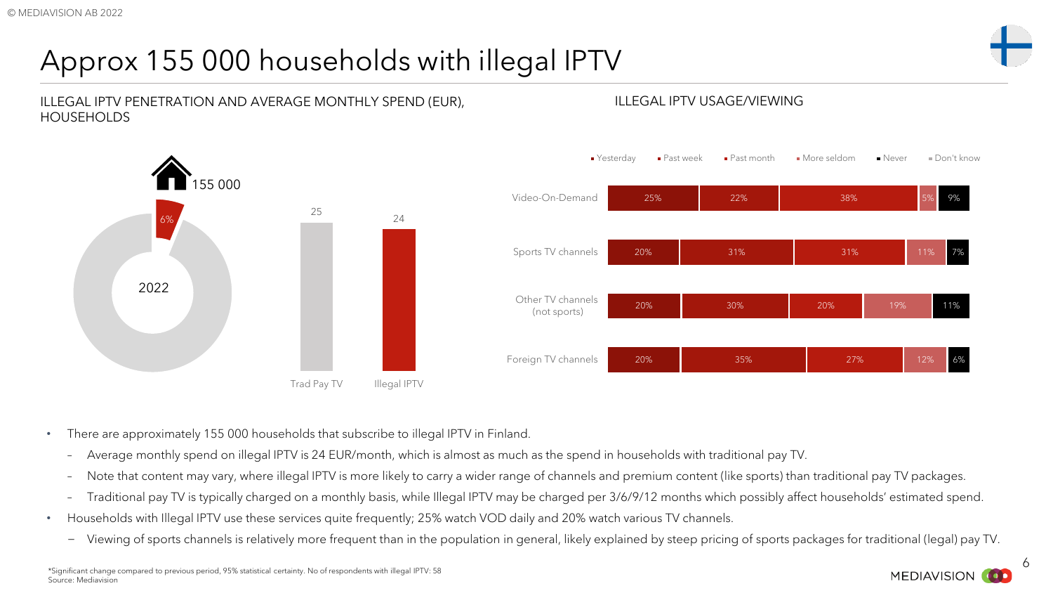# Approx 155 000 households with illegal IPTV

## ILLEGAL IPTV PENETRATION AND AVERAGE MONTHLY SPEND (EUR), HOUSEHOLDS

155 000

6%

2022

| | Trad Pay TV | Illegal IPTV |
|---|---|---|
| Average monthly spend (EUR) | 25 | 24 |

## ILLEGAL IPTV USAGE/VIEWING

| | Yesterday | Past week | Past month | More seldom | Never | Don't know |
|---|---|---|---|---|---|---|
| Video-On-Demand | 25% | 22% | 38% | 5% | 9% | |
| Sports TV channels | 20% | 31% | 31% | 11% | 7% | |
| Other TV channels (not sports) | 20% | 30% | 20% | 19% | 11% | |
| Foreign TV channels | 20% | 35% | 27% | 12% | 6% | |

- There are approximately 155 000 households that subscribe to illegal IPTV in Finland.
  - Average monthly spend on illegal IPTV is 24 EUR/month, which is almost as much as the spend in households with traditional pay TV.
  - Note that content may vary, where illegal IPTV is more likely to carry a wider range of channels and premium content (like sports) than traditional pay TV packages.
  - Traditional pay TV is typically charged on a monthly basis, while Illegal IPTV may be charged per 3/6/9/12 months which possibly affect households' estimated spend.
- Households with Illegal IPTV use these services quite frequently; 25% watch VOD daily and 20% watch various TV channels.
  - Viewing of sports channels is relatively more frequent than in the population in general, likely explained by steep pricing of sports packages for traditional (legal) pay TV.

*Significant change compared to previous period, 95% statistical certainty. No of respondents with illegal IPTV: 58
Source: Mediavision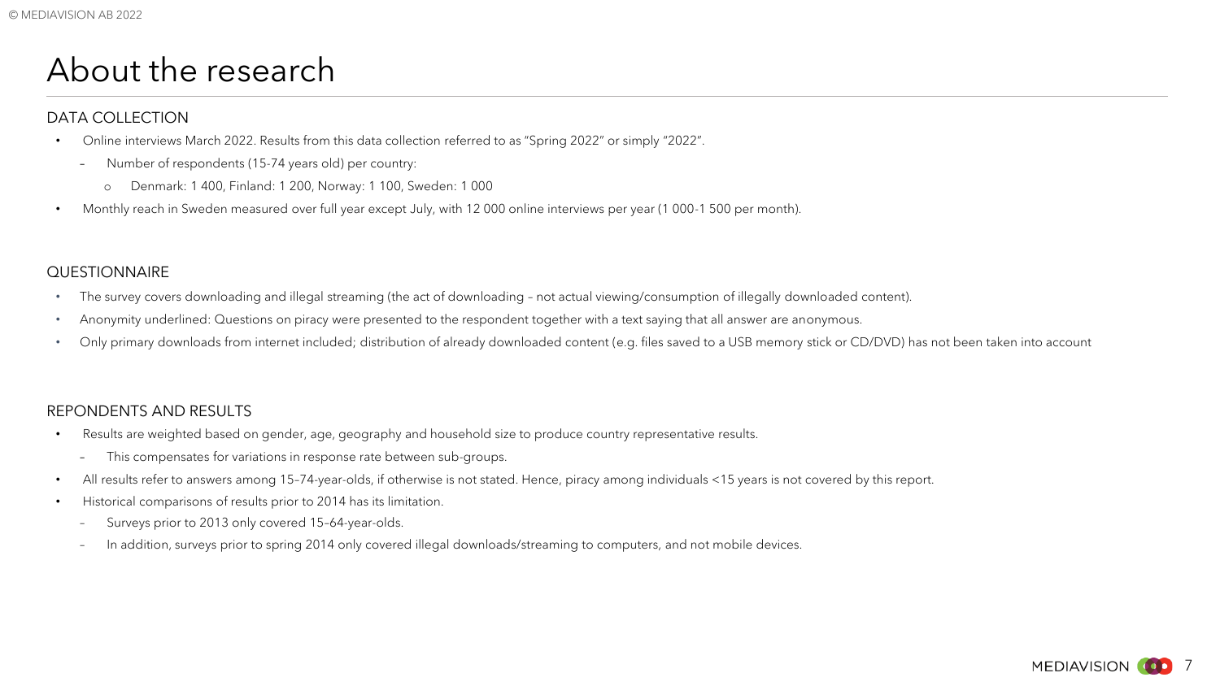# About the research

## DATA COLLECTION

- Online interviews March 2022. Results from this data collection referred to as "Spring 2022" or simply "2022".
  - Number of respondents (15-74 years old) per country:
    - Denmark: 1 400, Finland: 1 200, Norway: 1 100, Sweden: 1 000
- Monthly reach in Sweden measured over full year except July, with 12 000 online interviews per year (1 000-1 500 per month).

## QUESTIONNAIRE

- The survey covers downloading and illegal streaming (the act of downloading – not actual viewing/consumption of illegally downloaded content).
- Anonymity underlined: Questions on piracy were presented to the respondent together with a text saying that all answer are anonymous.
- Only primary downloads from internet included; distribution of already downloaded content (e.g. files saved to a USB memory stick or CD/DVD) has not been taken into account

## REPONDENTS AND RESULTS

- Results are weighted based on gender, age, geography and household size to produce country representative results.
  - This compensates for variations in response rate between sub-groups.
- All results refer to answers among 15–74-year-olds, if otherwise is not stated. Hence, piracy among individuals <15 years is not covered by this report.
- Historical comparisons of results prior to 2014 has its limitation.
  - Surveys prior to 2013 only covered 15–64-year-olds.
  - In addition, surveys prior to spring 2014 only covered illegal downloads/streaming to computers, and not mobile devices.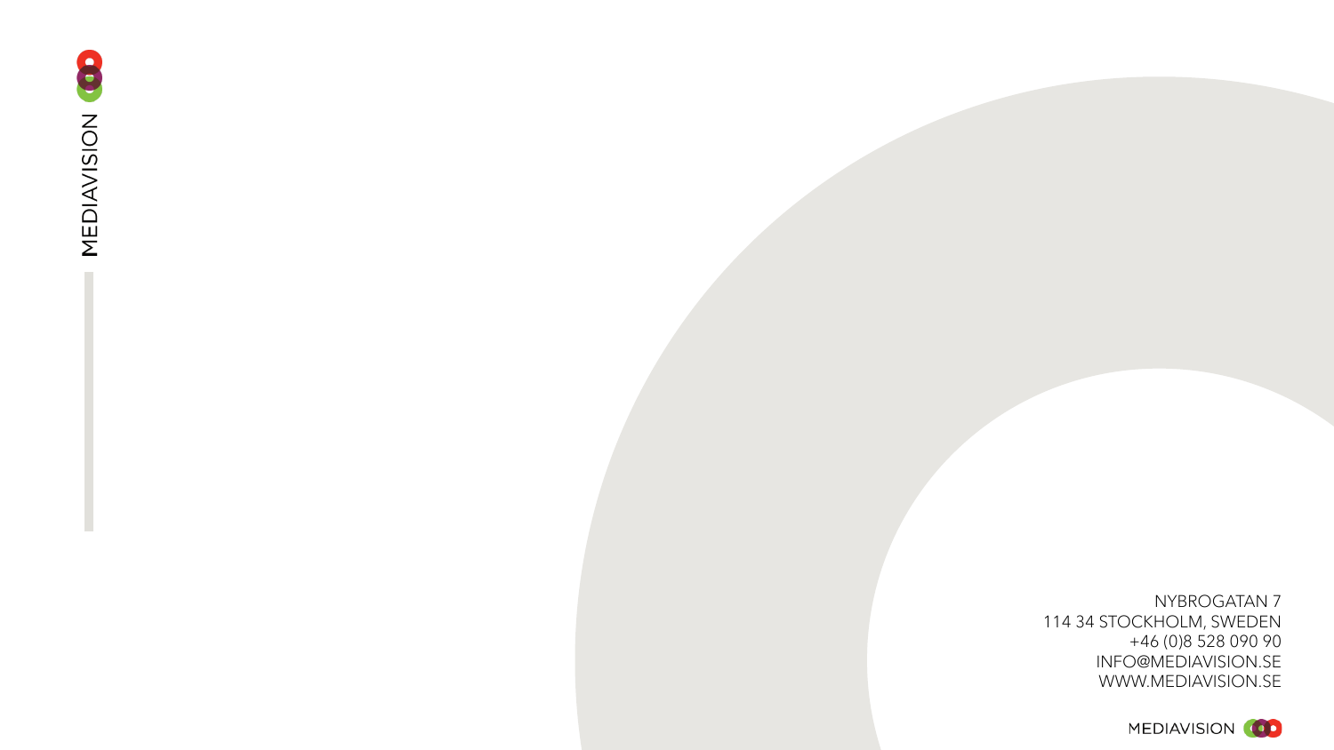NYBROGATAN 7
114 34 STOCKHOLM, SWEDEN
+46 (0)8 528 090 90
INFO@MEDIAVISION.SE
WWW.MEDIAVISION.SE

MEDIAVISION